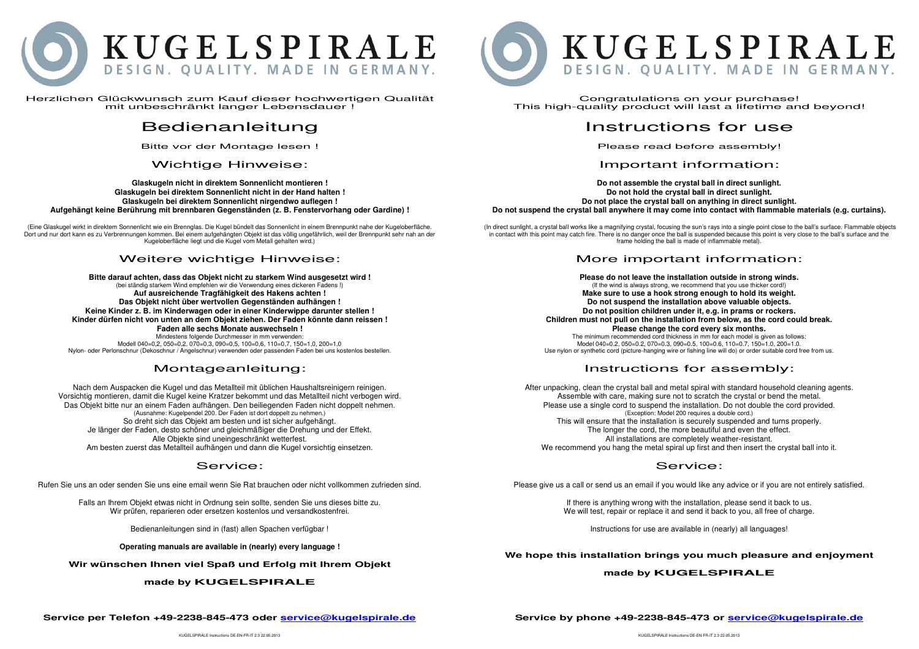# KUGELSPIRALE

DESIGN. QUALITY. MADE IN GERMANY.

Herzlichen Glückwunsch zum Kauf dieser hochwertigen Qualität mit unbeschränkt langer Lebensdauer !

## Bedienanleitung

Bitte vor der Montage lesen !

### Wichtige Hinweise:

**Glaskugeln nicht in direktem Sonnenlicht montieren !**
**Glaskugeln bei direktem Sonnenlicht nicht in der Hand halten !**
**Glaskugeln bei direktem Sonnenlicht nirgendwo auflegen !**
**Aufgehängt keine Berührung mit brennbaren Gegenständen (z. B. Fenstervorhang oder Gardine) !**

(Eine Glaskugel wirkt in direktem Sonnenlicht wie ein Brennglas. Die Kugel bündelt das Sonnenlicht in einem Brennpunkt nahe der Kugeloberfläche. Dort und nur dort kann es zu Verbrennungen kommen. Bei einem aufgehängten Objekt ist das völlig ungefährlich, weil der Brennpunkt sehr nah an der Kugeloberfläche liegt und die Kugel vom Metall gehalten wird.)

### Weitere wichtige Hinweise:

**Bitte darauf achten, dass das Objekt nicht zu starkem Wind ausgesetzt wird !**
(bei ständig starkem Wind empfehlen wir die Verwendung eines dickeren Fadens !)
**Auf ausreichende Tragfähigkeit des Hakens achten !**
**Das Objekt nicht über wertvollen Gegenständen aufhängen !**
**Keine Kinder z. B. im Kinderwagen oder in einer Kinderwippe darunter stellen !**
**Kinder dürfen nicht von unten an dem Objekt ziehen. Der Faden könnte dann reissen !**
**Faden alle sechs Monate auswechseln !**
Mindestens folgende Durchmesser in mm verwenden:
Modell 040=0,2, 050=0,2, 070=0,3, 090=0,5, 100=0,6, 110=0,7, 150=1,0, 200=1,0
Nylon- oder Perlonschnur (Dekoschnur / Angelschnur) verwenden oder passenden Faden bei uns kostenlos bestellen.

### Montageanleitung:

Nach dem Auspacken die Kugel und das Metallteil mit üblichen Haushaltsreinigern reinigen.
Vorsichtig montieren, damit die Kugel keine Kratzer bekommt und das Metallteil nicht verbogen wird.
Das Objekt bitte nur an einem Faden aufhängen. Den beiliegenden Faden nicht doppelt nehmen.
(Ausnahme: Kugelpendel 200. Der Faden ist dort doppelt zu nehmen.)
So dreht sich das Objekt am besten und ist sicher aufgehängt.
Je länger der Faden, desto schöner und gleichmäßiger die Drehung und der Effekt.
Alle Objekte sind uneingeschränkt wetterfest.
Am besten zuerst das Metallteil aufhängen und dann die Kugel vorsichtig einsetzen.

### Service:

Rufen Sie uns an oder senden Sie uns eine email wenn Sie Rat brauchen oder nicht vollkommen zufrieden sind.

Falls an Ihrem Objekt etwas nicht in Ordnung sein sollte, senden Sie uns dieses bitte zu.
Wir prüfen, reparieren oder ersetzen kostenlos und versandkostenfrei.

Bedienanleitungen sind in (fast) allen Spachen verfügbar !

**Operating manuals are available in (nearly) every language !**

**Wir wünschen Ihnen viel Spaß und Erfolg mit Ihrem Objekt**

**made by KUGELSPIRALE**

**Service per Telefon +49-2238-845-473 oder service@kugelspirale.de**

---

# KUGELSPIRALE

DESIGN. QUALITY. MADE IN GERMANY.

Congratulations on your purchase!
This high-quality product will last a lifetime and beyond!

## Instructions for use

Please read before assembly!

### Important information:

**Do not assemble the crystal ball in direct sunlight.**
**Do not hold the crystal ball in direct sunlight.**
**Do not place the crystal ball on anything in direct sunlight.**
**Do not suspend the crystal ball anywhere it may come into contact with flammable materials (e.g. curtains).**

(In direct sunlight, a crystal ball works like a magnifying crystal, focusing the sun's rays into a single point close to the ball's surface. Flammable objects in contact with this point may catch fire. There is no danger once the ball is suspended because this point is very close to the ball's surface and the frame holding the ball is made of inflammable metal).

### More important information:

**Please do not leave the installation outside in strong winds.**
(If the wind is always strong, we recommend that you use thicker cord!)
**Make sure to use a hook strong enough to hold its weight.**
**Do not suspend the installation above valuable objects.**
**Do not position children under it, e.g. in prams or rockers.**
**Children must not pull on the installation from below, as the cord could break.**
**Please change the cord every six months.**
The minimum recommended cord thickness in mm for each model is given as follows:
Model 040=0.2, 050=0.2, 070=0.3, 090=0.5, 100=0.6, 110=0.7, 150=1.0, 200=1.0.
Use nylon or synthetic cord (picture-hanging wire or fishing line will do) or order suitable cord free from us.

### Instructions for assembly:

After unpacking, clean the crystal ball and metal spiral with standard household cleaning agents.
Assemble with care, making sure not to scratch the crystal or bend the metal.
Please use a single cord to suspend the installation. Do not double the cord provided.
(Exception: Model 200 requires a double cord.)
This will ensure that the installation is securely suspended and turns properly.
The longer the cord, the more beautiful and even the effect.
All installations are completely weather-resistant.
We recommend you hang the metal spiral up first and then insert the crystal ball into it.

### Service:

Please give us a call or send us an email if you would like any advice or if you are not entirely satisfied.

If there is anything wrong with the installation, please send it back to us.
We will test, repair or replace it and send it back to you, all free of charge.

Instructions for use are available in (nearly) all languages!

**We hope this installation brings you much pleasure and enjoyment**

**made by KUGELSPIRALE**

**Service by phone +49-2238-845-473 or service@kugelspirale.de**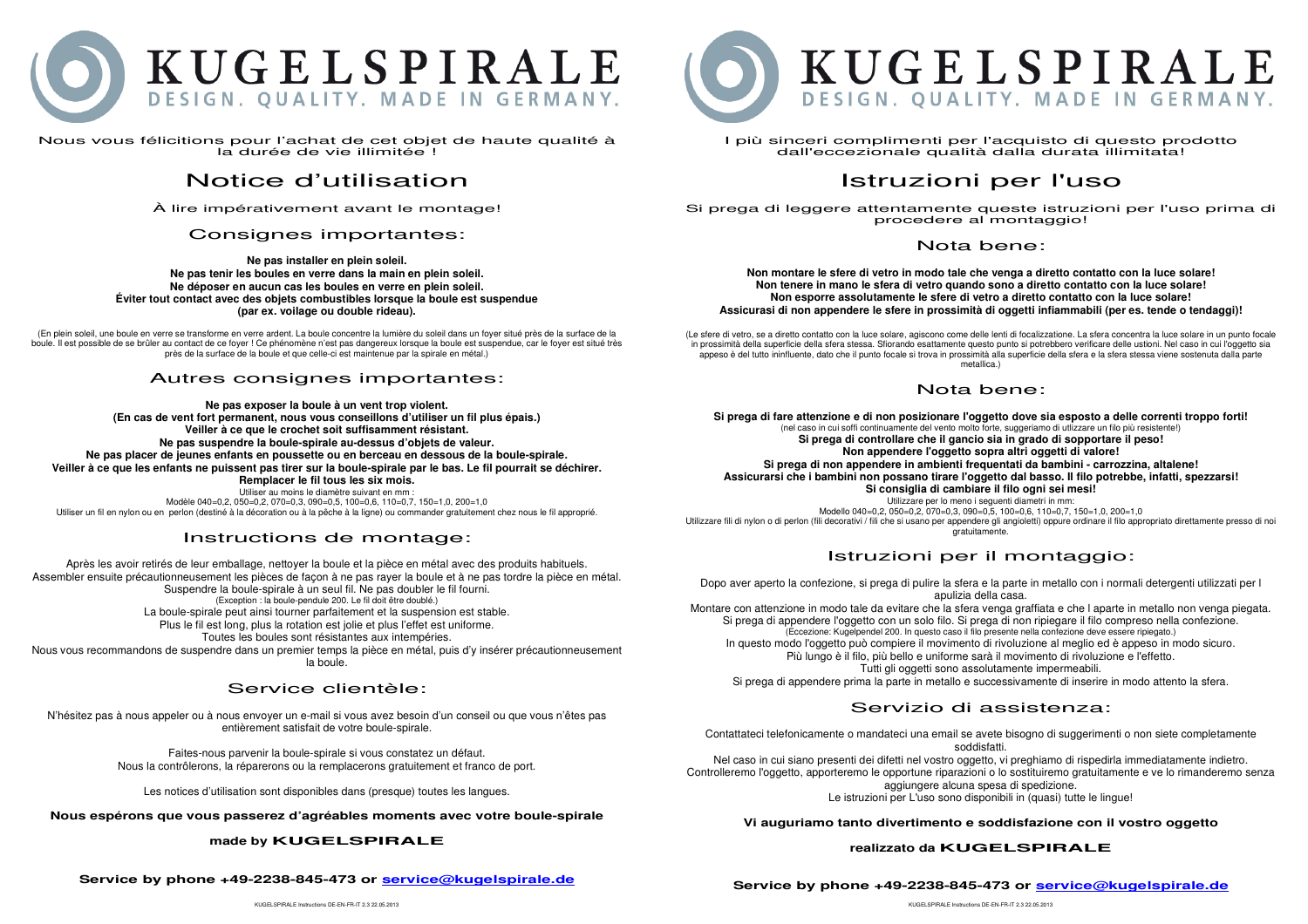# KUGELSPIRALE

DESIGN. QUALITY. MADE IN GERMANY.

Nous vous félicitons pour l'achat de cet objet de haute qualité à la durée de vie illimitée !

## Notice d'utilisation

À lire impérativement avant le montage!

### Consignes importantes:

**Ne pas installer en plein soleil.**
**Ne pas tenir les boules en verre dans la main en plein soleil.**
**Ne déposer en aucun cas les boules en verre en plein soleil.**
**Éviter tout contact avec des objets combustibles lorsque la boule est suspendue (par ex. voilage ou double rideau).**

(En plein soleil, une boule en verre se transforme en verre ardent. La boule concentre la lumière du soleil dans un foyer situé près de la surface de la boule. Il est possible de se brûler au contact de ce foyer ! Ce phénomène n'est pas dangereux lorsque la boule est suspendue, car le foyer est situé très près de la surface de la boule et que celle-ci est maintenue par la spirale en métal.)

### Autres consignes importantes:

**Ne pas exposer la boule à un vent trop violent.**
**(En cas de vent fort permanent, nous vous conseillons d'utiliser un fil plus épais.)**
**Veiller à ce que le crochet soit suffisamment résistant.**
**Ne pas suspendre la boule-spirale au-dessus d'objets de valeur.**
**Ne pas placer de jeunes enfants en poussette ou en berceau en dessous de la boule-spirale.**
**Veiller à ce que les enfants ne puissent pas tirer sur la boule-spirale par le bas. Le fil pourrait se déchirer.**
**Remplacer le fil tous les six mois.**

Utiliser au moins le diamètre suivant en mm :
Modèle 040=0,2, 050=0,2, 070=0,3, 090=0,5, 100=0,6, 110=0,7, 150=1,0, 200=1,0
Utiliser un fil en nylon ou en perlon (destiné à la décoration ou à la pêche à la ligne) ou commander gratuitement chez nous le fil approprié.

### Instructions de montage:

Après les avoir retirés de leur emballage, nettoyer la boule et la pièce en métal avec des produits habituels.
Assembler ensuite précautionneusement les pièces de façon à ne pas rayer la boule et à ne pas tordre la pièce en métal.
Suspendre la boule-spirale à un seul fil. Ne pas doubler le fil fourni.
(Exception : la boule-pendule 200. Le fil doit être doublé.)
La boule-spirale peut ainsi tourner parfaitement et la suspension est stable.
Plus le fil est long, plus la rotation est jolie et plus l'effet est uniforme.
Toutes les boules sont résistantes aux intempéries.
Nous vous recommandons de suspendre dans un premier temps la pièce en métal, puis d'y insérer précautionneusement la boule.

### Service clientèle:

N'hésitez pas à nous appeler ou à nous envoyer un e-mail si vous avez besoin d'un conseil ou que vous n'êtes pas entièrement satisfait de votre boule-spirale.

Faites-nous parvenir la boule-spirale si vous constatez un défaut.
Nous la contrôlerons, la réparerons ou la remplacerons gratuitement et franco de port.

Les notices d'utilisation sont disponibles dans (presque) toutes les langues.

**Nous espérons que vous passerez d'agréables moments avec votre boule-spirale**

**made by KUGELSPIRALE**

**Service by phone +49-2238-845-473 or service@kugelspirale.de**

KUGELSPIRALE Instructions DE-EN-FR-IT 2.3 22.05.2013

# KUGELSPIRALE

DESIGN. QUALITY. MADE IN GERMANY.

I più sinceri complimenti per l'acquisto di questo prodotto dall'eccezionale qualità dalla durata illimitata!

## Istruzioni per l'uso

Si prega di leggere attentamente queste istruzioni per l'uso prima di procedere al montaggio!

### Nota bene:

**Non montare le sfere di vetro in modo tale che venga a diretto contatto con la luce solare!**
**Non tenere in mano le sfera di vetro quando sono a diretto contatto con la luce solare!**
**Non esporre assolutamente le sfere di vetro a diretto contatto con la luce solare!**
**Assicurasi di non appendere le sfere in prossimità di oggetti infiammabili (per es. tende o tendaggi)!**

(Le sfere di vetro, se a diretto contatto con la luce solare, agiscono come delle lenti di focalizzazione. La sfera concentra la luce solare in un punto focale in prossimità della superficie della sfera stessa. Sfiorando esattamente questo punto si potrebbero verificare delle ustioni. Nel caso in cui l'oggetto sia appeso è del tutto ininfluente, dato che il punto focale si trova in prossimità alla superficie della sfera e la sfera stessa viene sostenuta dalla parte metallica.)

### Nota bene:

**Si prega di fare attenzione e di non posizionare l'oggetto dove sia esposto a delle correnti troppo forti!**
(nel caso in cui soffi continuamente del vento molto forte, suggeriamo di utilizzare un filo più resistente!)
**Si prega di controllare che il gancio sia in grado di sopportare il peso!**
**Non appendere l'oggetto sopra altri oggetti di valore!**
**Si prega di non appendere in ambienti frequentati da bambini - carrozzina, altalene!**
**Assicurarsi che i bambini non possano tirare l'oggetto dal basso. Il filo potrebbe, infatti, spezzarsi!**
**Si consiglia di cambiare il filo ogni sei mesi!**

Utilizzare per lo meno i seguenti diametri in mm:
Modello 040=0,2, 050=0,2, 070=0,3, 090=0,5, 100=0,6, 110=0,7, 150=1,0, 200=1,0
Utilizzare fili di nylon o di perlon (fili decorativi / fili che si usano per appendere gli angioletti) oppure ordinare il filo appropriato direttamente presso di noi gratuitamente.

### Istruzioni per il montaggio:

Dopo aver aperto la confezione, si prega di pulire la sfera e la parte in metallo con i normali detergenti utilizzati per l apulizia della casa.
Montare con attenzione in modo tale da evitare che la sfera venga graffiata e che l aparte in metallo non venga piegata.
Si prega di appendere l'oggetto con un solo filo. Si prega di non ripiegare il filo compreso nella confezione.
(Eccezione: Kugelpendel 200. In questo caso il filo presente nella confezione deve essere ripiegato.)
In questo modo l'oggetto può compiere il movimento di rivoluzione al meglio ed è appeso in modo sicuro.
Più lungo è il filo, più bello e uniforme sarà il movimento di rivoluzione e l'effetto.
Tutti gli oggetti sono assolutamente impermeabili.
Si prega di appendere prima la parte in metallo e successivamente di inserire in modo attento la sfera.

### Servizio di assistenza:

Contattateci telefonicamente o mandateci una email se avete bisogno di suggerimenti o non siete completamente soddisfatti.
Nel caso in cui siano presenti dei difetti nel vostro oggetto, vi preghiamo di rispedirla immediatamente indietro.
Controlleremo l'oggetto, apporteremo le opportune riparazioni o lo sostituiremo gratuitamente e ve lo rimanderemo senza aggiungere alcuna spesa di spedizione.
Le istruzioni per L'uso sono disponibili in (quasi) tutte le lingue!

**Vi auguriamo tanto divertimento e soddisfazione con il vostro oggetto**

**realizzato da KUGELSPIRALE**

**Service by phone +49-2238-845-473 or service@kugelspirale.de**

KUGELSPIRALE Instructions DE-EN-FR-IT 2.3 22.05.2013